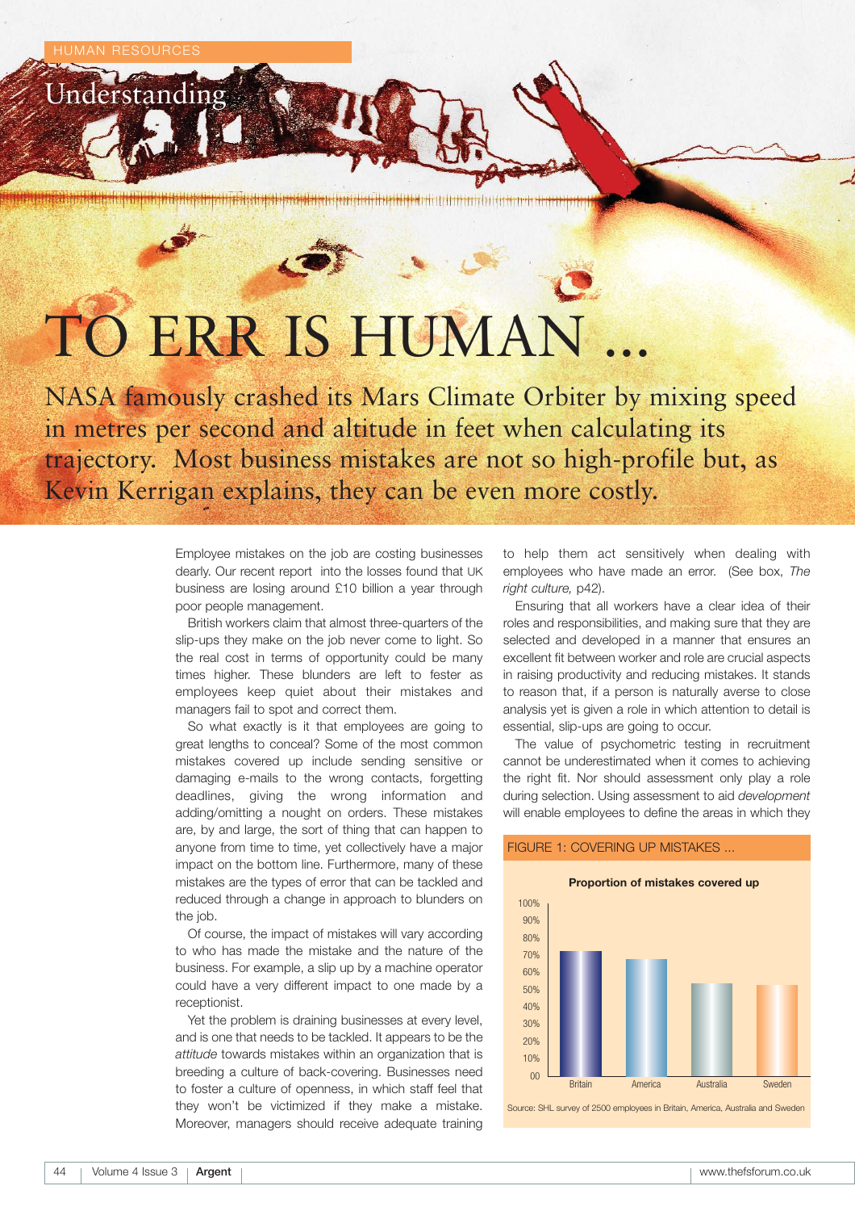HUMAN RESOURCES

Understanding

# TO ERR IS HUMAN ...

## NASA famously crashed its Mars Climate Orbiter by mixing speed in metres per second and altitude in feet when calculating its trajectory. Most business mistakes are not so high-profile but, as Kevin Kerrigan explains, they can be even more costly.

Employee mistakes on the job are costing businesses dearly. Our recent report into the losses found that UK business are losing around £10 billion a year through poor people management.

British workers claim that almost three-quarters of the slip-ups they make on the job never come to light. So the real cost in terms of opportunity could be many times higher. These blunders are left to fester as employees keep quiet about their mistakes and managers fail to spot and correct them.

So what exactly is it that employees are going to great lengths to conceal? Some of the most common mistakes covered up include sending sensitive or damaging e-mails to the wrong contacts, forgetting deadlines, giving the wrong information and adding/omitting a nought on orders. These mistakes are, by and large, the sort of thing that can happen to anyone from time to time, yet collectively have a major impact on the bottom line. Furthermore, many of these mistakes are the types of error that can be tackled and reduced through a change in approach to blunders on the job.

Of course, the impact of mistakes will vary according to who has made the mistake and the nature of the business. For example, a slip up by a machine operator could have a very different impact to one made by a receptionist.

Yet the problem is draining businesses at every level, and is one that needs to be tackled. It appears to be the *attitude* towards mistakes within an organization that is breeding a culture of back-covering. Businesses need to foster a culture of openness, in which staff feel that they won't be victimized if they make a mistake. Moreover, managers should receive adequate training to help them act sensitively when dealing with employees who have made an error. (See box, *The right culture,* p42).

Ensuring that all workers have a clear idea of their roles and responsibilities, and making sure that they are selected and developed in a manner that ensures an excellent fit between worker and role are crucial aspects in raising productivity and reducing mistakes. It stands to reason that, if a person is naturally averse to close analysis yet is given a role in which attention to detail is essential, slip-ups are going to occur.

The value of psychometric testing in recruitment cannot be underestimated when it comes to achieving the right fit. Nor should assessment only play a role during selection. Using assessment to aid *development* will enable employees to define the areas in which they

FIGURE 1: COVERING UP MISTAKES ...

**Proportion of mistakes covered up**

| Country | Approx. proportion |
|---|---|
| Britain | ~72% |
| America | ~68% |
| Australia | ~54% |
| Sweden | ~53% |

Source: SHL survey of 2500 employees in Britain, America, Australia and Sweden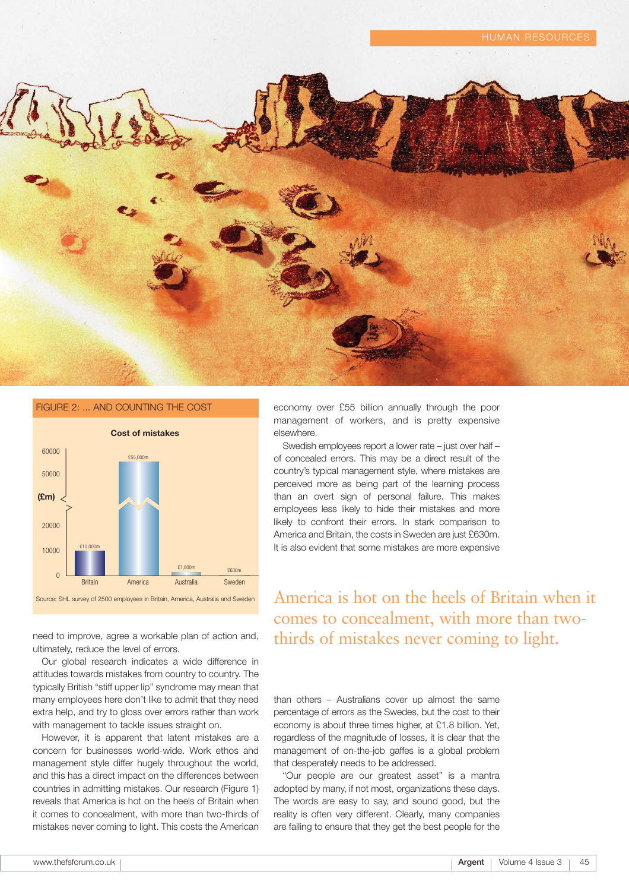FIGURE 2: ... AND COUNTING THE COST

**Cost of mistakes**

| Country | Cost (£m) |
| --- | --- |
| Britain | £10,000m |
| America | £55,000m |
| Australia | £1,800m |
| Sweden | £630m |

Source: SHL survey of 2500 employees in Britain, America, Australia and Sweden

need to improve, agree a workable plan of action and, ultimately, reduce the level of errors.

Our global research indicates a wide difference in attitudes towards mistakes from country to country. The typically British "stiff upper lip" syndrome may mean that many employees here don't like to admit that they need extra help, and try to gloss over errors rather than work with management to tackle issues straight on.

However, it is apparent that latent mistakes are a concern for businesses world-wide. Work ethos and management style differ hugely throughout the world, and this has a direct impact on the differences between countries in admitting mistakes. Our research (Figure 1) reveals that America is hot on the heels of Britain when it comes to concealment, with more than two-thirds of mistakes never coming to light. This costs the American economy over £55 billion annually through the poor management of workers, and is pretty expensive elsewhere.

Swedish employees report a lower rate – just over half – of concealed errors. This may be a direct result of the country's typical management style, where mistakes are perceived more as being part of the learning process than an overt sign of personal failure. This makes employees less likely to hide their mistakes and more likely to confront their errors. In stark comparison to America and Britain, the costs in Sweden are just £630m. It is also evident that some mistakes are more expensive than others – Australians cover up almost the same percentage of errors as the Swedes, but the cost to their economy is about three times higher, at £1.8 billion. Yet, regardless of the magnitude of losses, it is clear that the management of on-the-job gaffes is a global problem that desperately needs to be addressed.

> America is hot on the heels of Britain when it comes to concealment, with more than two-thirds of mistakes never coming to light.

"Our people are our greatest asset" is a mantra adopted by many, if not most, organizations these days. The words are easy to say, and sound good, but the reality is often very different. Clearly, many companies are failing to ensure that they get the best people for the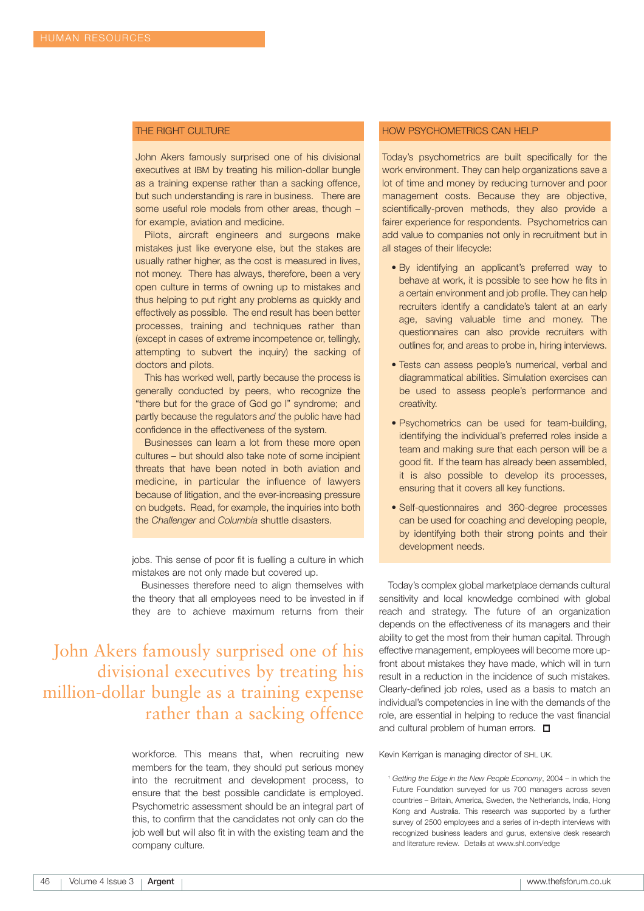## THE RIGHT CULTURE

John Akers famously surprised one of his divisional executives at IBM by treating his million-dollar bungle as a training expense rather than a sacking offence, but such understanding is rare in business. There are some useful role models from other areas, though – for example, aviation and medicine.

Pilots, aircraft engineers and surgeons make mistakes just like everyone else, but the stakes are usually rather higher, as the cost is measured in lives, not money. There has always, therefore, been a very open culture in terms of owning up to mistakes and thus helping to put right any problems as quickly and effectively as possible. The end result has been better processes, training and techniques rather than (except in cases of extreme incompetence or, tellingly, attempting to subvert the inquiry) the sacking of doctors and pilots.

This has worked well, partly because the process is generally conducted by peers, who recognize the "there but for the grace of God go I" syndrome; and partly because the regulators *and* the public have had confidence in the effectiveness of the system.

Businesses can learn a lot from these more open cultures – but should also take note of some incipient threats that have been noted in both aviation and medicine, in particular the influence of lawyers because of litigation, and the ever-increasing pressure on budgets. Read, for example, the inquiries into both the *Challenger* and *Columbia* shuttle disasters.

jobs. This sense of poor fit is fuelling a culture in which mistakes are not only made but covered up.

Businesses therefore need to align themselves with the theory that all employees need to be invested in if they are to achieve maximum returns from their workforce. This means that, when recruiting new members for the team, they should put serious money into the recruitment and development process, to ensure that the best possible candidate is employed. Psychometric assessment should be an integral part of this, to confirm that the candidates not only can do the job well but will also fit in with the existing team and the company culture.

> John Akers famously surprised one of his divisional executives by treating his million-dollar bungle as a training expense rather than a sacking offence

## HOW PSYCHOMETRICS CAN HELP

Today's psychometrics are built specifically for the work environment. They can help organizations save a lot of time and money by reducing turnover and poor management costs. Because they are objective, scientifically-proven methods, they also provide a fairer experience for respondents. Psychometrics can add value to companies not only in recruitment but in all stages of their lifecycle:

- By identifying an applicant's preferred way to behave at work, it is possible to see how he fits in a certain environment and job profile. They can help recruiters identify a candidate's talent at an early age, saving valuable time and money. The questionnaires can also provide recruiters with outlines for, and areas to probe in, hiring interviews.
- Tests can assess people's numerical, verbal and diagrammatical abilities. Simulation exercises can be used to assess people's performance and creativity.
- Psychometrics can be used for team-building, identifying the individual's preferred roles inside a team and making sure that each person will be a good fit. If the team has already been assembled, it is also possible to develop its processes, ensuring that it covers all key functions.
- Self-questionnaires and 360-degree processes can be used for coaching and developing people, by identifying both their strong points and their development needs.

Today's complex global marketplace demands cultural sensitivity and local knowledge combined with global reach and strategy. The future of an organization depends on the effectiveness of its managers and their ability to get the most from their human capital. Through effective management, employees will become more up-front about mistakes they have made, which will in turn result in a reduction in the incidence of such mistakes. Clearly-defined job roles, used as a basis to match an individual's competencies in line with the demands of the role, are essential in helping to reduce the vast financial and cultural problem of human errors. ◻

Kevin Kerrigan is managing director of SHL UK.

[1] *Getting the Edge in the New People Economy*, 2004 – in which the Future Foundation surveyed for us 700 managers across seven countries – Britain, America, Sweden, the Netherlands, India, Hong Kong and Australia. This research was supported by a further survey of 2500 employees and a series of in-depth interviews with recognized business leaders and gurus, extensive desk research and literature review. Details at www.shl.com/edge